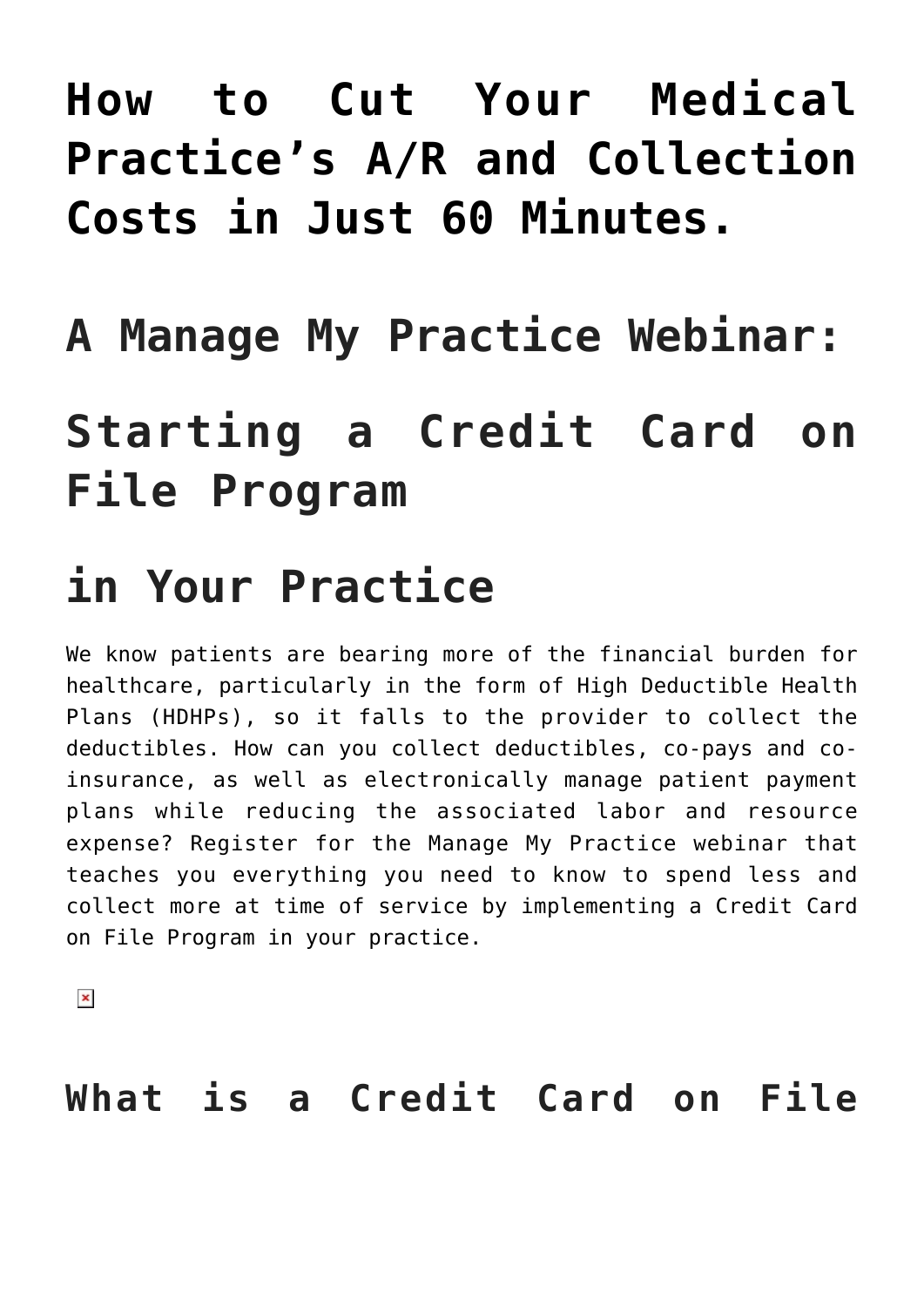# How to Cut Your Medical Practice's A/R and Collection Costs in Just 60 Minutes.

## A Manage My Practice Webinar:

# Starting a Credit Card on File Program

# in Your Practice

We know patients are bearing more of the financial burden for healthcare, particularly in the form of High Deductible Health Plans (HDHPs), so it falls to the provider to collect the deductibles. How can you collect deductibles, co-pays and co-insurance, as well as electronically manage patient payment plans while reducing the associated labor and resource expense? Register for the Manage My Practice webinar that teaches you everything you need to know to spend less and collect more at time of service by implementing a Credit Card on File Program in your practice.

## What is a Credit Card on File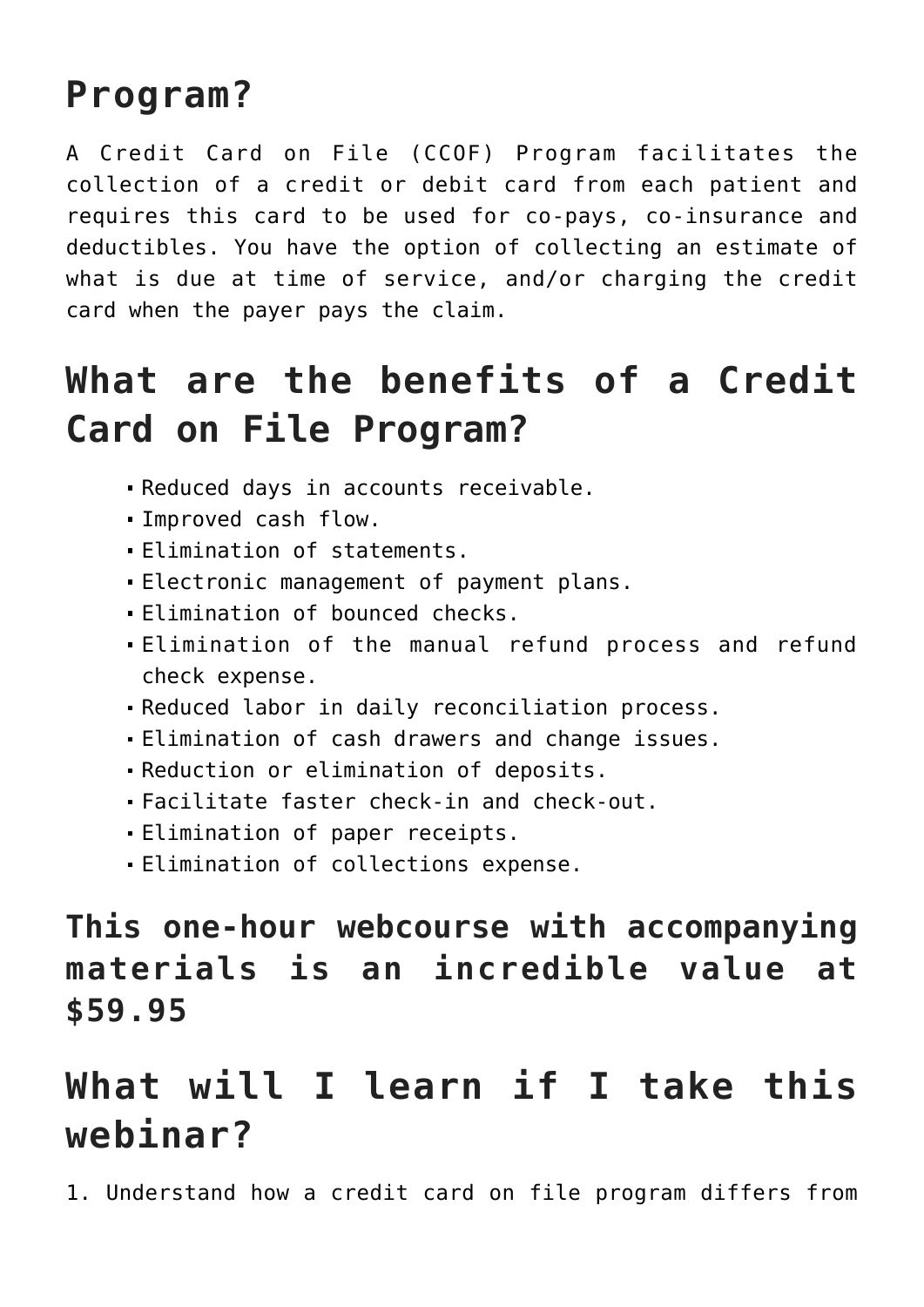## Program?

A Credit Card on File (CCOF) Program facilitates the collection of a credit or debit card from each patient and requires this card to be used for co-pays, co-insurance and deductibles. You have the option of collecting an estimate of what is due at time of service, and/or charging the credit card when the payer pays the claim.

## What are the benefits of a Credit Card on File Program?

- Reduced days in accounts receivable.
- Improved cash flow.
- Elimination of statements.
- Electronic management of payment plans.
- Elimination of bounced checks.
- Elimination of the manual refund process and refund check expense.
- Reduced labor in daily reconciliation process.
- Elimination of cash drawers and change issues.
- Reduction or elimination of deposits.
- Facilitate faster check-in and check-out.
- Elimination of paper receipts.
- Elimination of collections expense.

### This one-hour webcourse with accompanying materials is an incredible value at $59.95

## What will I learn if I take this webinar?

1. Understand how a credit card on file program differs from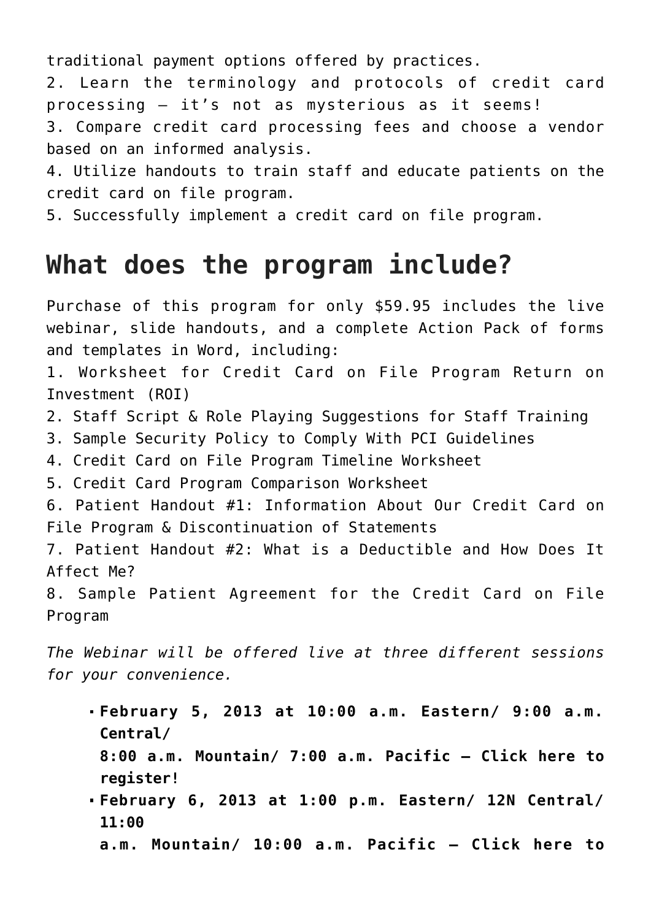traditional payment options offered by practices.
2. Learn the terminology and protocols of credit card processing – it's not as mysterious as it seems!
3. Compare credit card processing fees and choose a vendor based on an informed analysis.
4. Utilize handouts to train staff and educate patients on the credit card on file program.
5. Successfully implement a credit card on file program.

## What does the program include?

Purchase of this program for only $59.95 includes the live webinar, slide handouts, and a complete Action Pack of forms and templates in Word, including:
1. Worksheet for Credit Card on File Program Return on Investment (ROI)
2. Staff Script & Role Playing Suggestions for Staff Training
3. Sample Security Policy to Comply With PCI Guidelines
4. Credit Card on File Program Timeline Worksheet
5. Credit Card Program Comparison Worksheet
6. Patient Handout #1: Information About Our Credit Card on File Program & Discontinuation of Statements
7. Patient Handout #2: What is a Deductible and How Does It Affect Me?
8. Sample Patient Agreement for the Credit Card on File Program

*The Webinar will be offered live at three different sessions for your convenience.*

- **February 5, 2013 at 10:00 a.m. Eastern/ 9:00 a.m. Central/ 8:00 a.m. Mountain/ 7:00 a.m. Pacific – Click here to register!**
- **February 6, 2013 at 1:00 p.m. Eastern/ 12N Central/ 11:00 a.m. Mountain/ 10:00 a.m. Pacific – Click here to**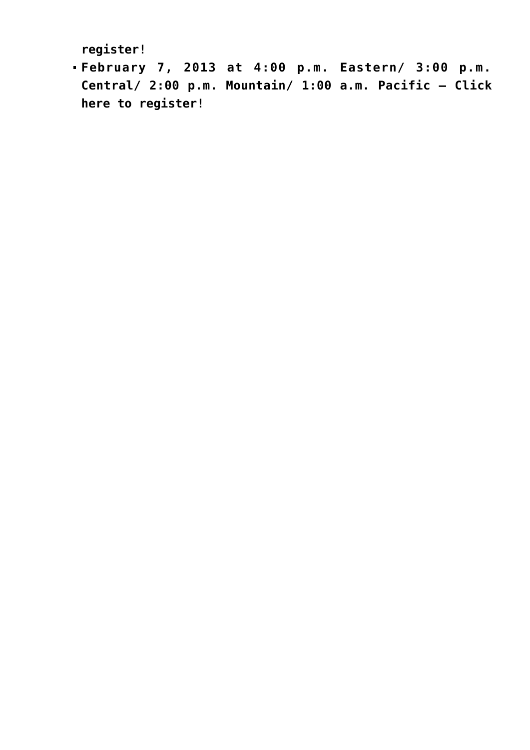**register!**

- **February 7, 2013 at 4:00 p.m. Eastern/ 3:00 p.m. Central/ 2:00 p.m. Mountain/ 1:00 a.m. Pacific – Click here to register!**